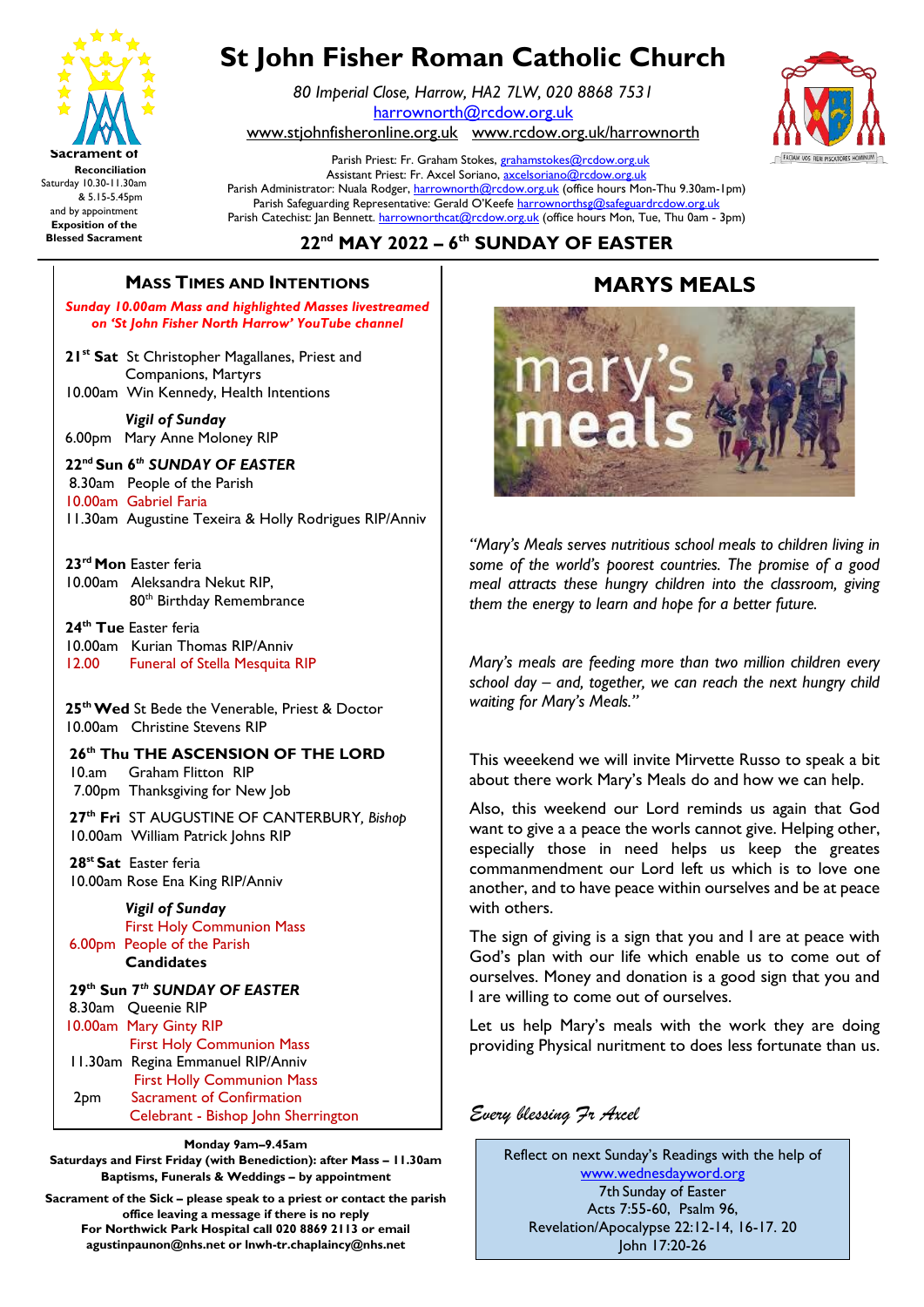# St John Fisher Roman Catholic Church

*80 Imperial Close, Harrow, HA2 7LW, 020 8868 7531*
harrownorth@rcdow.org.uk
www.stjohnfisheronline.org.uk   www.rcdow.org.uk/harrownorth

Parish Priest: Fr. Graham Stokes, grahamstokes@rcdow.org.uk
Assistant Priest: Fr. Axcel Soriano, axcelsoriano@rcdow.org.uk
Parish Administrator: Nuala Rodger, harrownorth@rcdow.org.uk (office hours Mon-Thu 9.30am-1pm)
Parish Safeguarding Representative: Gerald O'Keefe harrownorthsg@safeguardrcdow.org.uk
Parish Catechist: Jan Bennett. harrownorthcat@rcdow.org.uk (office hours Mon, Tue, Thu 0am - 3pm)

**Sacrament of Reconciliation**
Saturday 10.30-11.30am & 5.15-5.45pm
and by appointment
**Exposition of the Blessed Sacrament**

## 22nd MAY 2022 – 6th SUNDAY OF EASTER

### Mass Times and Intentions

*Sunday 10.00am Mass and highlighted Masses livestreamed on 'St John Fisher North Harrow' YouTube channel*

**21st Sat** St Christopher Magallanes, Priest and Companions, Martyrs
10.00am Win Kennedy, Health Intentions

***Vigil of Sunday***
6.00pm Mary Anne Moloney RIP

**22nd Sun 6th *SUNDAY OF EASTER***
8.30am People of the Parish
10.00am Gabriel Faria
11.30am Augustine Texeira & Holly Rodrigues RIP/Anniv

**23rd Mon** Easter feria
10.00am Aleksandra Nekut RIP, 80th Birthday Remembrance

**24th Tue** Easter feria
10.00am Kurian Thomas RIP/Anniv
12.00 Funeral of Stella Mesquita RIP

**25th Wed** St Bede the Venerable, Priest & Doctor
10.00am Christine Stevens RIP

**26th Thu THE ASCENSION OF THE LORD**
10.am Graham Flitton RIP
7.00pm Thanksgiving for New Job

**27th Fri** ST AUGUSTINE OF CANTERBURY, *Bishop*
10.00am William Patrick Johns RIP

**28st Sat** Easter feria
10.00am Rose Ena King RIP/Anniv

***Vigil of Sunday***
First Holy Communion Mass
6.00pm People of the Parish
**Candidates**

**29th Sun 7th *SUNDAY OF EASTER***
8.30am Queenie RIP
10.00am Mary Ginty RIP
First Holy Communion Mass
11.30am Regina Emmanuel RIP/Anniv
First Holly Communion Mass
2pm Sacrament of Confirmation
Celebrant - Bishop John Sherrington

**Monday 9am–9.45am**
**Saturdays and First Friday (with Benediction): after Mass – 11.30am**
**Baptisms, Funerals & Weddings – by appointment**

**Sacrament of the Sick – please speak to a priest or contact the parish office leaving a message if there is no reply**
**For Northwick Park Hospital call 020 8869 2113 or email agustinpaunon@nhs.net or lnwh-tr.chaplaincy@nhs.net**

## MARYS MEALS

*"Mary's Meals serves nutritious school meals to children living in some of the world's poorest countries. The promise of a good meal attracts these hungry children into the classroom, giving them the energy to learn and hope for a better future.*

*Mary's meals are feeding more than two million children every school day – and, together, we can reach the next hungry child waiting for Mary's Meals."*

This weeekend we will invite Mirvette Russo to speak a bit about there work Mary's Meals do and how we can help.

Also, this weekend our Lord reminds us again that God want to give a a peace the worls cannot give. Helping other, especially those in need helps us keep the greates commannendment our Lord left us which is to love one another, and to have peace within ourselves and be at peace with others.

The sign of giving is a sign that you and I are at peace with God's plan with our life which enable us to come out of ourselves. Money and donation is a good sign that you and I are willing to come out of ourselves.

Let us help Mary's meals with the work they are doing providing Physical nuritment to does less fortunate than us.

*Every blessing Fr Axcel*

Reflect on next Sunday's Readings with the help of www.wednesdayword.org
7th Sunday of Easter
Acts 7:55-60, Psalm 96,
Revelation/Apocalypse 22:12-14, 16-17. 20
John 17:20-26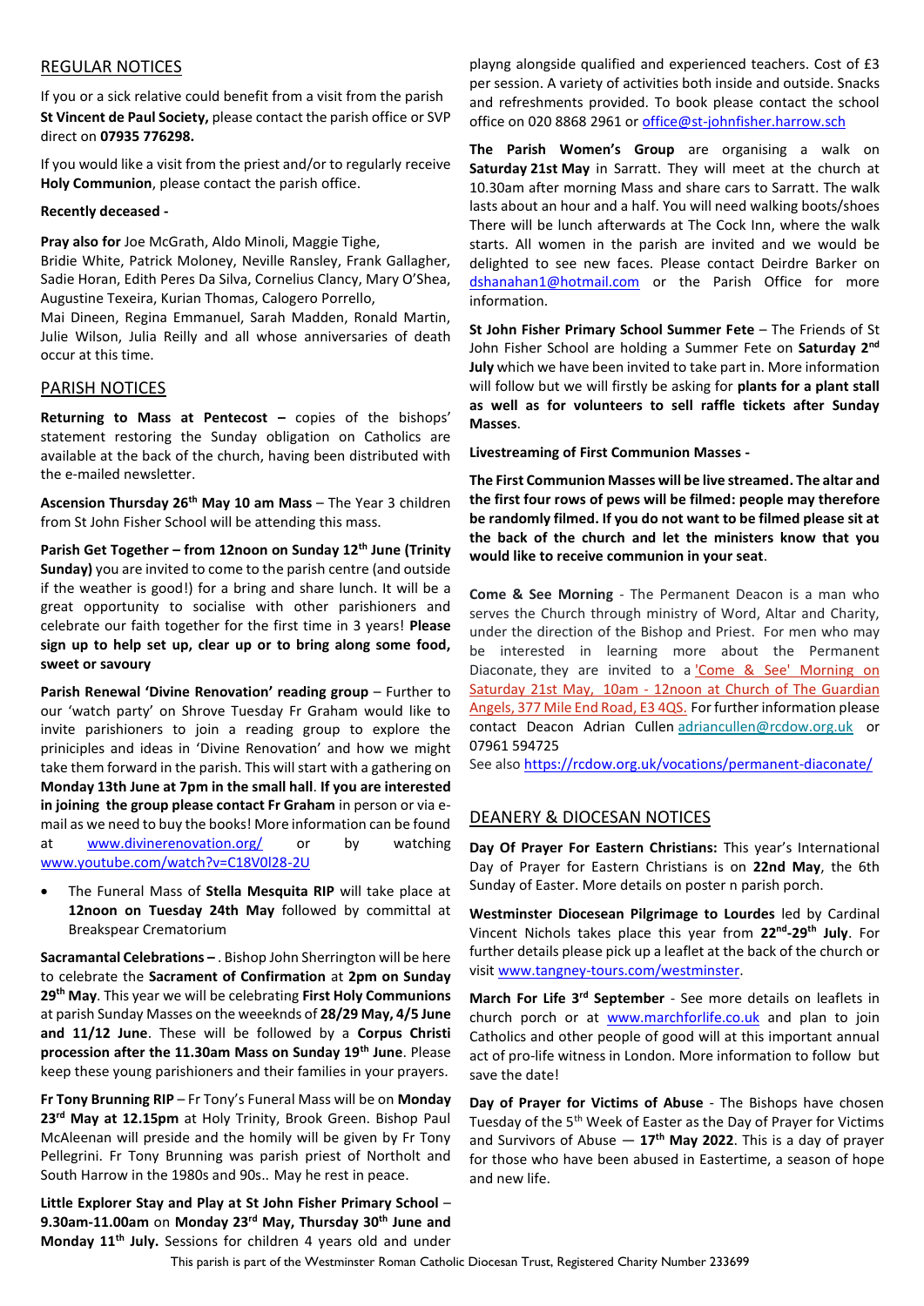## REGULAR NOTICES

If you or a sick relative could benefit from a visit from the parish **St Vincent de Paul Society,** please contact the parish office or SVP direct on **07935 776298.**

If you would like a visit from the priest and/or to regularly receive **Holy Communion**, please contact the parish office.

**Recently deceased -**

**Pray also for** Joe McGrath, Aldo Minoli, Maggie Tighe,
Bridie White, Patrick Moloney, Neville Ransley, Frank Gallagher, Sadie Horan, Edith Peres Da Silva, Cornelius Clancy, Mary O'Shea, Augustine Texeira, Kurian Thomas, Calogero Porrello,
Mai Dineen, Regina Emmanuel, Sarah Madden, Ronald Martin, Julie Wilson, Julia Reilly and all whose anniversaries of death occur at this time.

## PARISH NOTICES

**Returning to Mass at Pentecost –** copies of the bishops' statement restoring the Sunday obligation on Catholics are available at the back of the church, having been distributed with the e-mailed newsletter.

**Ascension Thursday 26th May 10 am Mass** – The Year 3 children from St John Fisher School will be attending this mass.

**Parish Get Together – from 12noon on Sunday 12th June (Trinity Sunday)** you are invited to come to the parish centre (and outside if the weather is good!) for a bring and share lunch. It will be a great opportunity to socialise with other parishioners and celebrate our faith together for the first time in 3 years! **Please sign up to help set up, clear up or to bring along some food, sweet or savoury**

**Parish Renewal 'Divine Renovation' reading group** – Further to our 'watch party' on Shrove Tuesday Fr Graham would like to invite parishioners to join a reading group to explore the priniciples and ideas in 'Divine Renovation' and how we might take them forward in the parish. This will start with a gathering on **Monday 13th June at 7pm in the small hall**. **If you are interested in joining the group please contact Fr Graham** in person or via e-mail as we need to buy the books! More information can be found at www.divinerenovation.org/ or by watching www.youtube.com/watch?v=C18V0l28-2U

- The Funeral Mass of **Stella Mesquita RIP** will take place at **12noon on Tuesday 24th May** followed by committal at Breakspear Crematorium

**Sacramantal Celebrations –** . Bishop John Sherrington will be here to celebrate the **Sacrament of Confirmation** at **2pm on Sunday 29th May**. This year we will be celebrating **First Holy Communions** at parish Sunday Masses on the weeeknds of **28/29 May, 4/5 June and 11/12 June**. These will be followed by a **Corpus Christi procession after the 11.30am Mass on Sunday 19th June**. Please keep these young parishioners and their families in your prayers.

**Fr Tony Brunning RIP** – Fr Tony's Funeral Mass will be on **Monday 23rd May at 12.15pm** at Holy Trinity, Brook Green. Bishop Paul McAleenan will preside and the homily will be given by Fr Tony Pellegrini. Fr Tony Brunning was parish priest of Northolt and South Harrow in the 1980s and 90s.. May he rest in peace.

**Little Explorer Stay and Play at St John Fisher Primary School** – **9.30am-11.00am** on **Monday 23rd May, Thursday 30th June and Monday 11th July.** Sessions for children 4 years old and under playng alongside qualified and experienced teachers. Cost of £3 per session. A variety of activities both inside and outside. Snacks and refreshments provided. To book please contact the school office on 020 8868 2961 or office@st-johnfisher.harrow.sch

**The Parish Women's Group** are organising a walk on **Saturday 21st May** in Sarratt. They will meet at the church at 10.30am after morning Mass and share cars to Sarratt. The walk lasts about an hour and a half. You will need walking boots/shoes There will be lunch afterwards at The Cock Inn, where the walk starts. All women in the parish are invited and we would be delighted to see new faces. Please contact Deirdre Barker on dshanahan1@hotmail.com or the Parish Office for more information.

**St John Fisher Primary School Summer Fete** – The Friends of St John Fisher School are holding a Summer Fete on **Saturday 2nd July** which we have been invited to take part in. More information will follow but we will firstly be asking for **plants for a plant stall as well as for volunteers to sell raffle tickets after Sunday Masses**.

**Livestreaming of First Communion Masses -**

**The First Communion Masses will be live streamed. The altar and the first four rows of pews will be filmed: people may therefore be randomly filmed. If you do not want to be filmed please sit at the back of the church and let the ministers know that you would like to receive communion in your seat**.

**Come & See Morning** - The Permanent Deacon is a man who serves the Church through ministry of Word, Altar and Charity, under the direction of the Bishop and Priest. For men who may be interested in learning more about the Permanent Diaconate, they are invited to a 'Come & See' Morning on Saturday 21st May, 10am - 12noon at Church of The Guardian Angels, 377 Mile End Road, E3 4QS. For further information please contact Deacon Adrian Cullen adriancullen@rcdow.org.uk or 07961 594725
See also https://rcdow.org.uk/vocations/permanent-diaconate/

## DEANERY & DIOCESAN NOTICES

**Day Of Prayer For Eastern Christians:** This year's International Day of Prayer for Eastern Christians is on **22nd May**, the 6th Sunday of Easter. More details on poster n parish porch.

**Westminster Diocesean Pilgrimage to Lourdes** led by Cardinal Vincent Nichols takes place this year from **22nd-29th July**. For further details please pick up a leaflet at the back of the church or visit www.tangney-tours.com/westminster.

**March For Life 3rd September** - See more details on leaflets in church porch or at www.marchforlife.co.uk and plan to join Catholics and other people of good will at this important annual act of pro-life witness in London. More information to follow but save the date!

**Day of Prayer for Victims of Abuse** - The Bishops have chosen Tuesday of the 5th Week of Easter as the Day of Prayer for Victims and Survivors of Abuse — **17th May 2022**. This is a day of prayer for those who have been abused in Eastertime, a season of hope and new life.

This parish is part of the Westminster Roman Catholic Diocesan Trust, Registered Charity Number 233699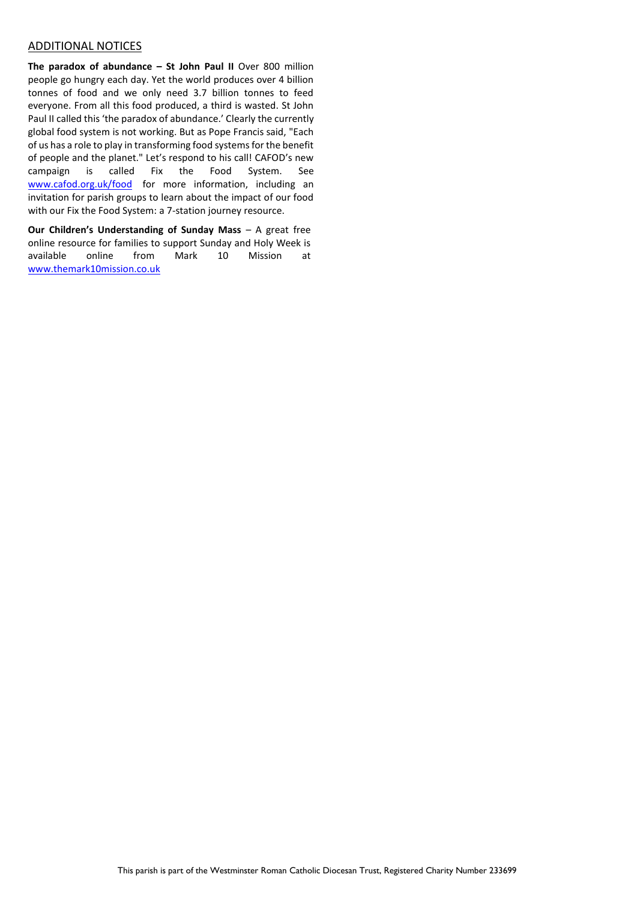## ADDITIONAL NOTICES

**The paradox of abundance – St John Paul II** Over 800 million people go hungry each day. Yet the world produces over 4 billion tonnes of food and we only need 3.7 billion tonnes to feed everyone. From all this food produced, a third is wasted. St John Paul II called this 'the paradox of abundance.' Clearly the currently global food system is not working. But as Pope Francis said, "Each of us has a role to play in transforming food systems for the benefit of people and the planet." Let's respond to his call! CAFOD's new campaign is called Fix the Food System. See www.cafod.org.uk/food for more information, including an invitation for parish groups to learn about the impact of our food with our Fix the Food System: a 7-station journey resource.

**Our Children's Understanding of Sunday Mass** – A great free online resource for families to support Sunday and Holy Week is available online from Mark 10 Mission at www.themark10mission.co.uk

This parish is part of the Westminster Roman Catholic Diocesan Trust, Registered Charity Number 233699